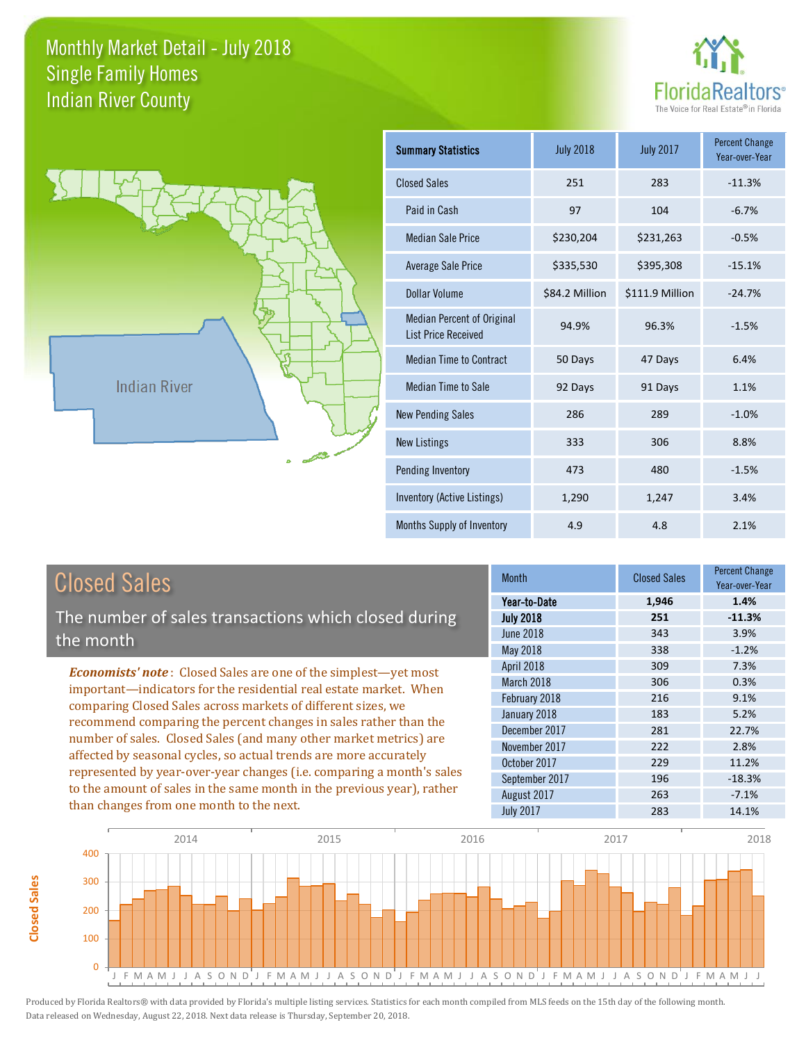# Monthly Market Detail - July 2018
## Single Family Homes
## Indian River County

FloridaRealtors®
The Voice for Real Estate® in Florida

Indian River

| Summary Statistics | July 2018 | July 2017 | Percent Change Year-over-Year |
|---|---|---|---|
| Closed Sales | 251 | 283 | -11.3% |
| Paid in Cash | 97 | 104 | -6.7% |
| Median Sale Price | $230,204 | $231,263 | -0.5% |
| Average Sale Price | $335,530 | $395,308 | -15.1% |
| Dollar Volume | $84.2 Million | $111.9 Million | -24.7% |
| Median Percent of Original List Price Received | 94.9% | 96.3% | -1.5% |
| Median Time to Contract | 50 Days | 47 Days | 6.4% |
| Median Time to Sale | 92 Days | 91 Days | 1.1% |
| New Pending Sales | 286 | 289 | -1.0% |
| New Listings | 333 | 306 | 8.8% |
| Pending Inventory | 473 | 480 | -1.5% |
| Inventory (Active Listings) | 1,290 | 1,247 | 3.4% |
| Months Supply of Inventory | 4.9 | 4.8 | 2.1% |

## Closed Sales

The number of sales transactions which closed during the month

***Economists' note***: Closed Sales are one of the simplest—yet most important—indicators for the residential real estate market. When comparing Closed Sales across markets of different sizes, we recommend comparing the percent changes in sales rather than the number of sales. Closed Sales (and many other market metrics) are affected by seasonal cycles, so actual trends are more accurately represented by year-over-year changes (i.e. comparing a month's sales to the amount of sales in the same month in the previous year), rather than changes from one month to the next.

| Month | Closed Sales | Percent Change Year-over-Year |
|---|---|---|
| **Year-to-Date** | **1,946** | **1.4%** |
| **July 2018** | **251** | **-11.3%** |
| June 2018 | 343 | 3.9% |
| May 2018 | 338 | -1.2% |
| April 2018 | 309 | 7.3% |
| March 2018 | 306 | 0.3% |
| February 2018 | 216 | 9.1% |
| January 2018 | 183 | 5.2% |
| December 2017 | 281 | 22.7% |
| November 2017 | 222 | 2.8% |
| October 2017 | 229 | 11.2% |
| September 2017 | 196 | -18.3% |
| August 2017 | 263 | -7.1% |
| July 2017 | 283 | 14.1% |

Produced by Florida Realtors® with data provided by Florida's multiple listing services. Statistics for each month compiled from MLS feeds on the 15th day of the following month. Data released on Wednesday, August 22, 2018. Next data release is Thursday, September 20, 2018.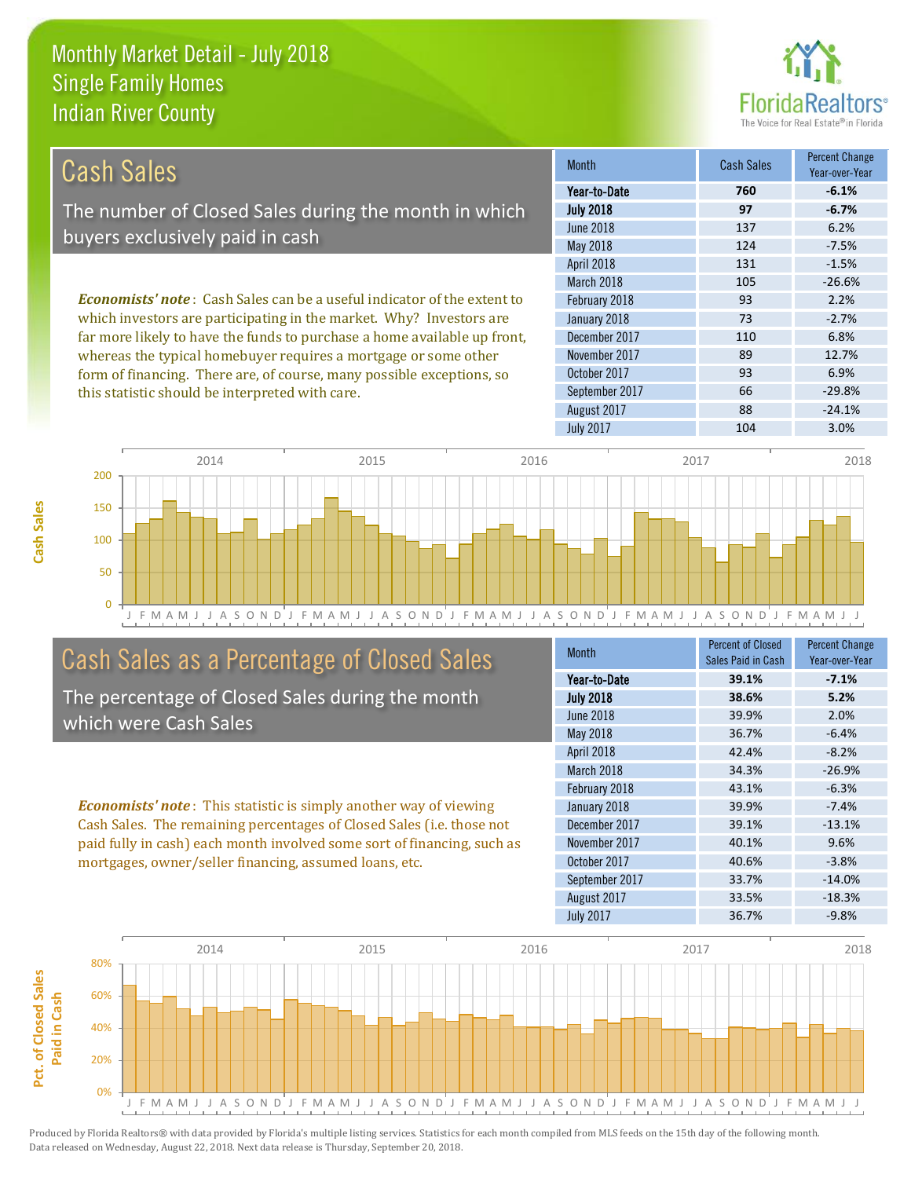# Monthly Market Detail - July 2018
## Single Family Homes
## Indian River County

## Cash Sales

The number of Closed Sales during the month in which buyers exclusively paid in cash

*Economists' note*: Cash Sales can be a useful indicator of the extent to which investors are participating in the market. Why? Investors are far more likely to have the funds to purchase a home available up front, whereas the typical homebuyer requires a mortgage or some other form of financing. There are, of course, many possible exceptions, so this statistic should be interpreted with care.

| Month | Cash Sales | Percent Change Year-over-Year |
|---|---|---|
| **Year-to-Date** | **760** | **-6.1%** |
| **July 2018** | **97** | **-6.7%** |
| June 2018 | 137 | 6.2% |
| May 2018 | 124 | -7.5% |
| April 2018 | 131 | -1.5% |
| March 2018 | 105 | -26.6% |
| February 2018 | 93 | 2.2% |
| January 2018 | 73 | -2.7% |
| December 2017 | 110 | 6.8% |
| November 2017 | 89 | 12.7% |
| October 2017 | 93 | 6.9% |
| September 2017 | 66 | -29.8% |
| August 2017 | 88 | -24.1% |
| July 2017 | 104 | 3.0% |

## Cash Sales as a Percentage of Closed Sales

The percentage of Closed Sales during the month which were Cash Sales

*Economists' note*: This statistic is simply another way of viewing Cash Sales. The remaining percentages of Closed Sales (i.e. those not paid fully in cash) each month involved some sort of financing, such as mortgages, owner/seller financing, assumed loans, etc.

| Month | Percent of Closed Sales Paid in Cash | Percent Change Year-over-Year |
|---|---|---|
| **Year-to-Date** | **39.1%** | **-7.1%** |
| **July 2018** | **38.6%** | **5.2%** |
| June 2018 | 39.9% | 2.0% |
| May 2018 | 36.7% | -6.4% |
| April 2018 | 42.4% | -8.2% |
| March 2018 | 34.3% | -26.9% |
| February 2018 | 43.1% | -6.3% |
| January 2018 | 39.9% | -7.4% |
| December 2017 | 39.1% | -13.1% |
| November 2017 | 40.1% | 9.6% |
| October 2017 | 40.6% | -3.8% |
| September 2017 | 33.7% | -14.0% |
| August 2017 | 33.5% | -18.3% |
| July 2017 | 36.7% | -9.8% |

Produced by Florida Realtors® with data provided by Florida's multiple listing services. Statistics for each month compiled from MLS feeds on the 15th day of the following month. Data released on Wednesday, August 22, 2018. Next data release is Thursday, September 20, 2018.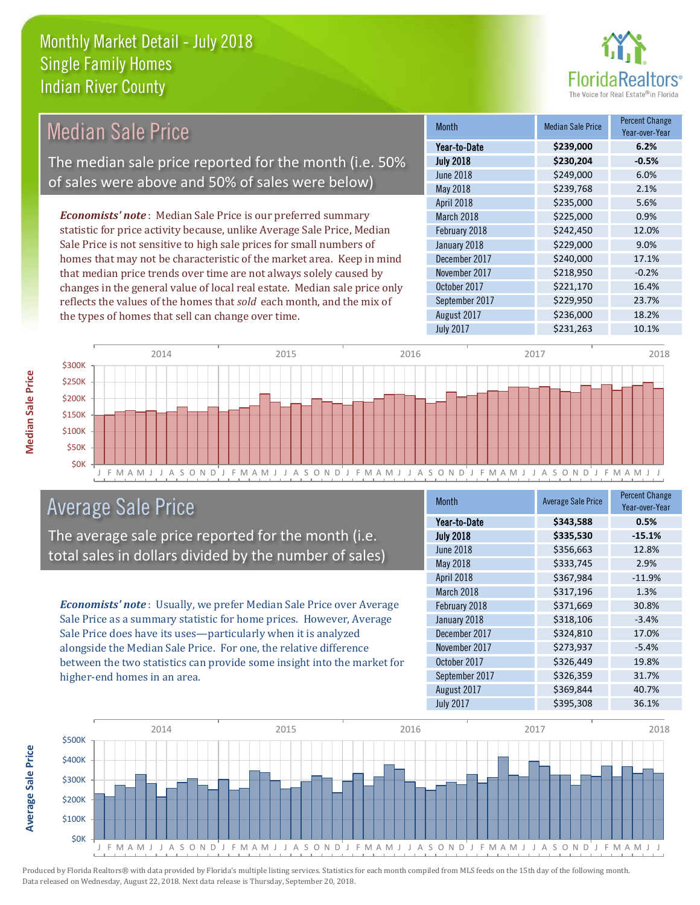# Monthly Market Detail - July 2018
## Single Family Homes
## Indian River County

## Median Sale Price

The median sale price reported for the month (i.e. 50% of sales were above and 50% of sales were below)

*Economists' note*: Median Sale Price is our preferred summary statistic for price activity because, unlike Average Sale Price, Median Sale Price is not sensitive to high sale prices for small numbers of homes that may not be characteristic of the market area. Keep in mind that median price trends over time are not always solely caused by changes in the general value of local real estate. Median sale price only reflects the values of the homes that *sold* each month, and the mix of the types of homes that sell can change over time.

| Month | Median Sale Price | Percent Change Year-over-Year |
|---|---|---|
| **Year-to-Date** | **$239,000** | **6.2%** |
| **July 2018** | **$230,204** | **-0.5%** |
| June 2018 | $249,000 | 6.0% |
| May 2018 | $239,768 | 2.1% |
| April 2018 | $235,000 | 5.6% |
| March 2018 | $225,000 | 0.9% |
| February 2018 | $242,450 | 12.0% |
| January 2018 | $229,000 | 9.0% |
| December 2017 | $240,000 | 17.1% |
| November 2017 | $218,950 | -0.2% |
| October 2017 | $221,170 | 16.4% |
| September 2017 | $229,950 | 23.7% |
| August 2017 | $236,000 | 18.2% |
| July 2017 | $231,263 | 10.1% |

## Average Sale Price

The average sale price reported for the month (i.e. total sales in dollars divided by the number of sales)

*Economists' note*: Usually, we prefer Median Sale Price over Average Sale Price as a summary statistic for home prices. However, Average Sale Price does have its uses—particularly when it is analyzed alongside the Median Sale Price. For one, the relative difference between the two statistics can provide some insight into the market for higher-end homes in an area.

| Month | Average Sale Price | Percent Change Year-over-Year |
|---|---|---|
| **Year-to-Date** | **$343,588** | **0.5%** |
| **July 2018** | **$335,530** | **-15.1%** |
| June 2018 | $356,663 | 12.8% |
| May 2018 | $333,745 | 2.9% |
| April 2018 | $367,984 | -11.9% |
| March 2018 | $317,196 | 1.3% |
| February 2018 | $371,669 | 30.8% |
| January 2018 | $318,106 | -3.4% |
| December 2017 | $324,810 | 17.0% |
| November 2017 | $273,937 | -5.4% |
| October 2017 | $326,449 | 19.8% |
| September 2017 | $326,359 | 31.7% |
| August 2017 | $369,844 | 40.7% |
| July 2017 | $395,308 | 36.1% |

Produced by Florida Realtors® with data provided by Florida's multiple listing services. Statistics for each month compiled from MLS feeds on the 15th day of the following month. Data released on Wednesday, August 22, 2018. Next data release is Thursday, September 20, 2018.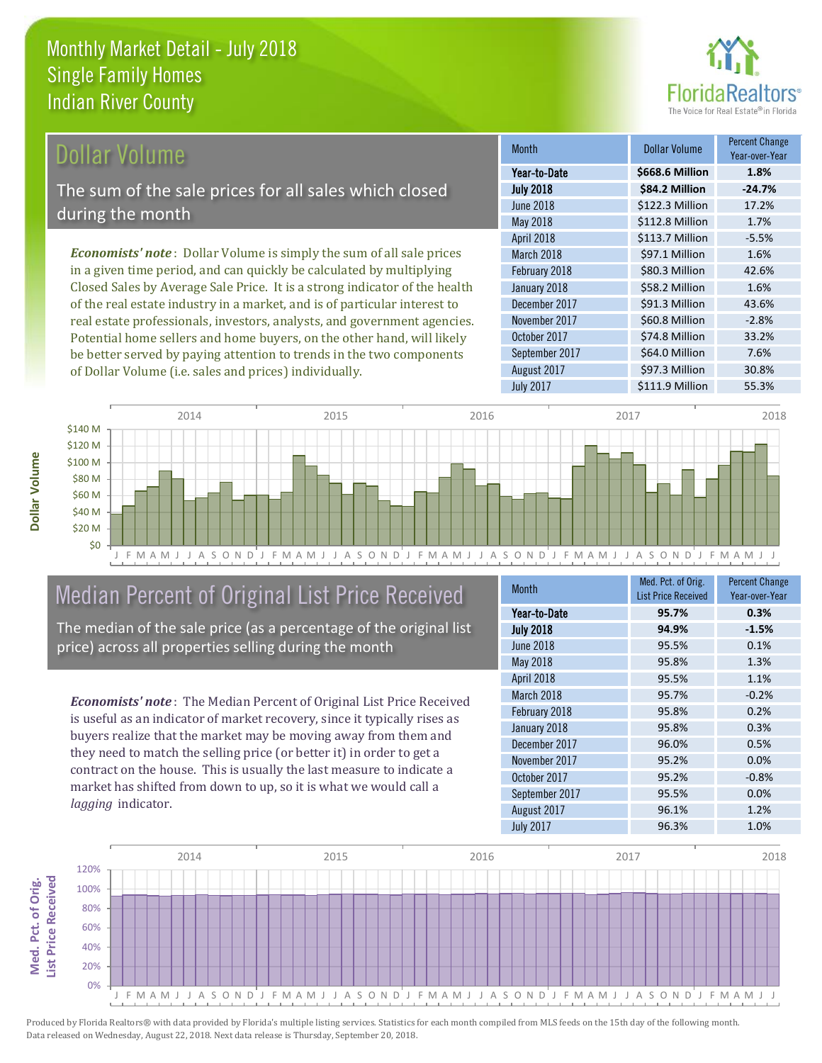# Monthly Market Detail - July 2018
## Single Family Homes
## Indian River County

## Dollar Volume

The sum of the sale prices for all sales which closed during the month

*Economists' note*: Dollar Volume is simply the sum of all sale prices in a given time period, and can quickly be calculated by multiplying Closed Sales by Average Sale Price. It is a strong indicator of the health of the real estate industry in a market, and is of particular interest to real estate professionals, investors, analysts, and government agencies. Potential home sellers and home buyers, on the other hand, will likely be better served by paying attention to trends in the two components of Dollar Volume (i.e. sales and prices) individually.

| Month | Dollar Volume | Percent Change Year-over-Year |
|---|---|---|
| **Year-to-Date** | **$668.6 Million** | **1.8%** |
| **July 2018** | **$84.2 Million** | **-24.7%** |
| June 2018 | $122.3 Million | 17.2% |
| May 2018 | $112.8 Million | 1.7% |
| April 2018 | $113.7 Million | -5.5% |
| March 2018 | $97.1 Million | 1.6% |
| February 2018 | $80.3 Million | 42.6% |
| January 2018 | $58.2 Million | 1.6% |
| December 2017 | $91.3 Million | 43.6% |
| November 2017 | $60.8 Million | -2.8% |
| October 2017 | $74.8 Million | 33.2% |
| September 2017 | $64.0 Million | 7.6% |
| August 2017 | $97.3 Million | 30.8% |
| July 2017 | $111.9 Million | 55.3% |

## Median Percent of Original List Price Received

The median of the sale price (as a percentage of the original list price) across all properties selling during the month

*Economists' note*: The Median Percent of Original List Price Received is useful as an indicator of market recovery, since it typically rises as buyers realize that the market may be moving away from them and they need to match the selling price (or better it) in order to get a contract on the house. This is usually the last measure to indicate a market has shifted from down to up, so it is what we would call a *lagging* indicator.

| Month | Med. Pct. of Orig. List Price Received | Percent Change Year-over-Year |
|---|---|---|
| **Year-to-Date** | **95.7%** | **0.3%** |
| **July 2018** | **94.9%** | **-1.5%** |
| June 2018 | 95.5% | 0.1% |
| May 2018 | 95.8% | 1.3% |
| April 2018 | 95.5% | 1.1% |
| March 2018 | 95.7% | -0.2% |
| February 2018 | 95.8% | 0.2% |
| January 2018 | 95.8% | 0.3% |
| December 2017 | 96.0% | 0.5% |
| November 2017 | 95.2% | 0.0% |
| October 2017 | 95.2% | -0.8% |
| September 2017 | 95.5% | 0.0% |
| August 2017 | 96.1% | 1.2% |
| July 2017 | 96.3% | 1.0% |

Produced by Florida Realtors® with data provided by Florida's multiple listing services. Statistics for each month compiled from MLS feeds on the 15th day of the following month. Data released on Wednesday, August 22, 2018. Next data release is Thursday, September 20, 2018.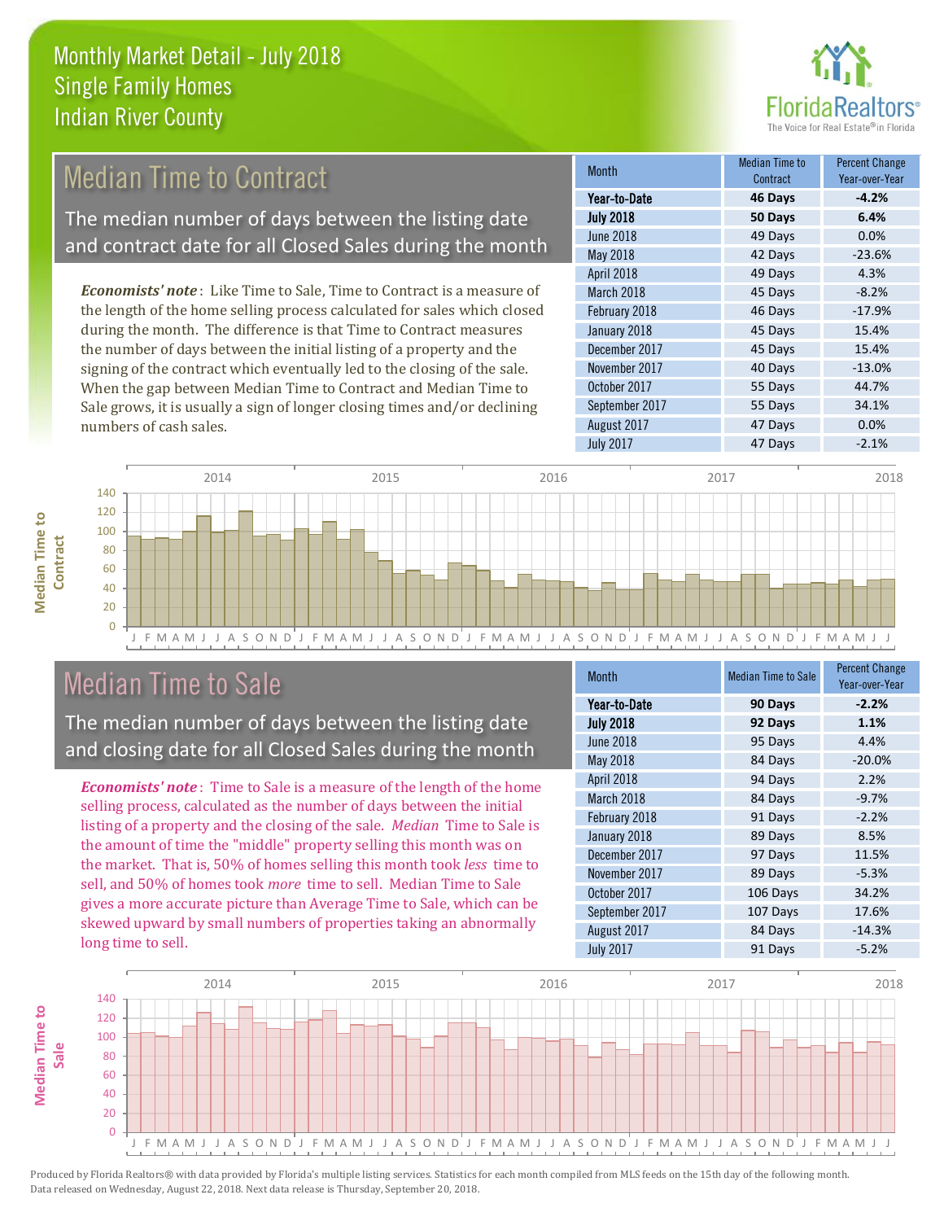# Monthly Market Detail - July 2018
## Single Family Homes
## Indian River County

## Median Time to Contract

The median number of days between the listing date and contract date for all Closed Sales during the month

*Economists' note*: Like Time to Sale, Time to Contract is a measure of the length of the home selling process calculated for sales which closed during the month. The difference is that Time to Contract measures the number of days between the initial listing of a property and the signing of the contract which eventually led to the closing of the sale. When the gap between Median Time to Contract and Median Time to Sale grows, it is usually a sign of longer closing times and/or declining numbers of cash sales.

| Month | Median Time to Contract | Percent Change Year-over-Year |
|---|---|---|
| **Year-to-Date** | **46 Days** | **-4.2%** |
| **July 2018** | **50 Days** | **6.4%** |
| June 2018 | 49 Days | 0.0% |
| May 2018 | 42 Days | -23.6% |
| April 2018 | 49 Days | 4.3% |
| March 2018 | 45 Days | -8.2% |
| February 2018 | 46 Days | -17.9% |
| January 2018 | 45 Days | 15.4% |
| December 2017 | 45 Days | 15.4% |
| November 2017 | 40 Days | -13.0% |
| October 2017 | 55 Days | 44.7% |
| September 2017 | 55 Days | 34.1% |
| August 2017 | 47 Days | 0.0% |
| July 2017 | 47 Days | -2.1% |

## Median Time to Sale

The median number of days between the listing date and closing date for all Closed Sales during the month

*Economists' note*: Time to Sale is a measure of the length of the home selling process, calculated as the number of days between the initial listing of a property and the closing of the sale. *Median* Time to Sale is the amount of time the "middle" property selling this month was on the market. That is, 50% of homes selling this month took *less* time to sell, and 50% of homes took *more* time to sell. Median Time to Sale gives a more accurate picture than Average Time to Sale, which can be skewed upward by small numbers of properties taking an abnormally long time to sell.

| Month | Median Time to Sale | Percent Change Year-over-Year |
|---|---|---|
| **Year-to-Date** | **90 Days** | **-2.2%** |
| **July 2018** | **92 Days** | **1.1%** |
| June 2018 | 95 Days | 4.4% |
| May 2018 | 84 Days | -20.0% |
| April 2018 | 94 Days | 2.2% |
| March 2018 | 84 Days | -9.7% |
| February 2018 | 91 Days | -2.2% |
| January 2018 | 89 Days | 8.5% |
| December 2017 | 97 Days | 11.5% |
| November 2017 | 89 Days | -5.3% |
| October 2017 | 106 Days | 34.2% |
| September 2017 | 107 Days | 17.6% |
| August 2017 | 84 Days | -14.3% |
| July 2017 | 91 Days | -5.2% |

Produced by Florida Realtors® with data provided by Florida's multiple listing services. Statistics for each month compiled from MLS feeds on the 15th day of the following month. Data released on Wednesday, August 22, 2018. Next data release is Thursday, September 20, 2018.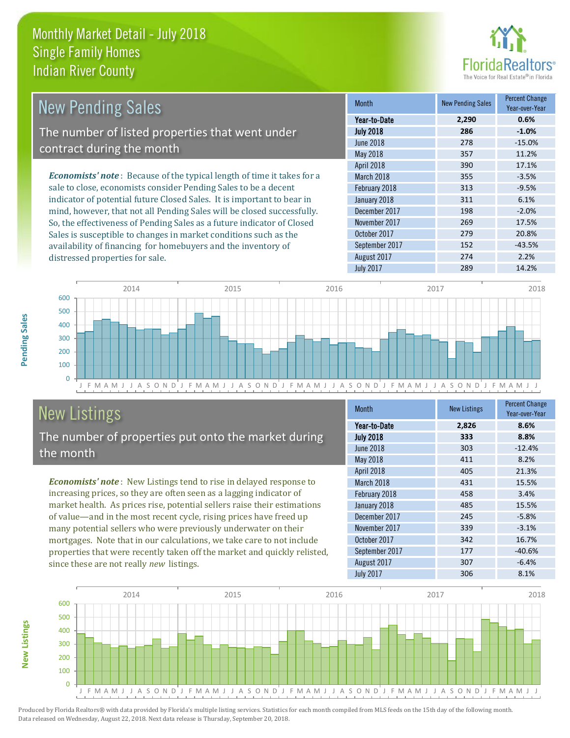# Monthly Market Detail - July 2018
## Single Family Homes
## Indian River County

## New Pending Sales

The number of listed properties that went under contract during the month

***Economists' note***: Because of the typical length of time it takes for a sale to close, economists consider Pending Sales to be a decent indicator of potential future Closed Sales. It is important to bear in mind, however, that not all Pending Sales will be closed successfully. So, the effectiveness of Pending Sales as a future indicator of Closed Sales is susceptible to changes in market conditions such as the availability of financing for homebuyers and the inventory of distressed properties for sale.

| Month | New Pending Sales | Percent Change Year-over-Year |
|---|---|---|
| **Year-to-Date** | **2,290** | **0.6%** |
| **July 2018** | **286** | **-1.0%** |
| June 2018 | 278 | -15.0% |
| May 2018 | 357 | 11.2% |
| April 2018 | 390 | 17.1% |
| March 2018 | 355 | -3.5% |
| February 2018 | 313 | -9.5% |
| January 2018 | 311 | 6.1% |
| December 2017 | 198 | -2.0% |
| November 2017 | 269 | 17.5% |
| October 2017 | 279 | 20.8% |
| September 2017 | 152 | -43.5% |
| August 2017 | 274 | 2.2% |
| July 2017 | 289 | 14.2% |

## New Listings

The number of properties put onto the market during the month

***Economists' note***: New Listings tend to rise in delayed response to increasing prices, so they are often seen as a lagging indicator of market health. As prices rise, potential sellers raise their estimations of value—and in the most recent cycle, rising prices have freed up many potential sellers who were previously underwater on their mortgages. Note that in our calculations, we take care to not include properties that were recently taken off the market and quickly relisted, since these are not really *new* listings.

| Month | New Listings | Percent Change Year-over-Year |
|---|---|---|
| **Year-to-Date** | **2,826** | **8.6%** |
| **July 2018** | **333** | **8.8%** |
| June 2018 | 303 | -12.4% |
| May 2018 | 411 | 8.2% |
| April 2018 | 405 | 21.3% |
| March 2018 | 431 | 15.5% |
| February 2018 | 458 | 3.4% |
| January 2018 | 485 | 15.5% |
| December 2017 | 245 | -5.8% |
| November 2017 | 339 | -3.1% |
| October 2017 | 342 | 16.7% |
| September 2017 | 177 | -40.6% |
| August 2017 | 307 | -6.4% |
| July 2017 | 306 | 8.1% |

Produced by Florida Realtors® with data provided by Florida's multiple listing services. Statistics for each month compiled from MLS feeds on the 15th day of the following month. Data released on Wednesday, August 22, 2018. Next data release is Thursday, September 20, 2018.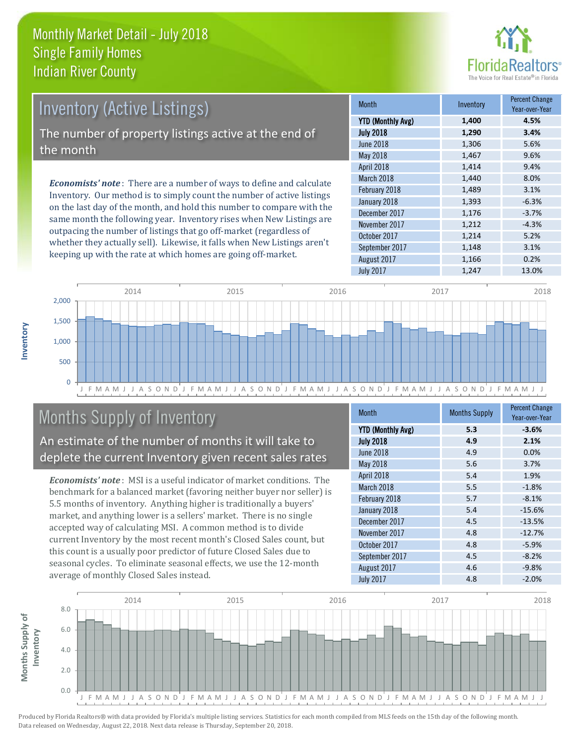# Monthly Market Detail - July 2018
## Single Family Homes
## Indian River County

## Inventory (Active Listings)

The number of property listings active at the end of the month

*Economists' note*: There are a number of ways to define and calculate Inventory. Our method is to simply count the number of active listings on the last day of the month, and hold this number to compare with the same month the following year. Inventory rises when New Listings are outpacing the number of listings that go off-market (regardless of whether they actually sell). Likewise, it falls when New Listings aren't keeping up with the rate at which homes are going off-market.

| Month | Inventory | Percent Change Year-over-Year |
|---|---|---|
| **YTD (Monthly Avg)** | **1,400** | **4.5%** |
| **July 2018** | **1,290** | **3.4%** |
| June 2018 | 1,306 | 5.6% |
| May 2018 | 1,467 | 9.6% |
| April 2018 | 1,414 | 9.4% |
| March 2018 | 1,440 | 8.0% |
| February 2018 | 1,489 | 3.1% |
| January 2018 | 1,393 | -6.3% |
| December 2017 | 1,176 | -3.7% |
| November 2017 | 1,212 | -4.3% |
| October 2017 | 1,214 | 5.2% |
| September 2017 | 1,148 | 3.1% |
| August 2017 | 1,166 | 0.2% |
| July 2017 | 1,247 | 13.0% |

## Months Supply of Inventory

An estimate of the number of months it will take to deplete the current Inventory given recent sales rates

*Economists' note*: MSI is a useful indicator of market conditions. The benchmark for a balanced market (favoring neither buyer nor seller) is 5.5 months of inventory. Anything higher is traditionally a buyers' market, and anything lower is a sellers' market. There is no single accepted way of calculating MSI. A common method is to divide current Inventory by the most recent month's Closed Sales count, but this count is a usually poor predictor of future Closed Sales due to seasonal cycles. To eliminate seasonal effects, we use the 12-month average of monthly Closed Sales instead.

| Month | Months Supply | Percent Change Year-over-Year |
|---|---|---|
| **YTD (Monthly Avg)** | **5.3** | **-3.6%** |
| **July 2018** | **4.9** | **2.1%** |
| June 2018 | 4.9 | 0.0% |
| May 2018 | 5.6 | 3.7% |
| April 2018 | 5.4 | 1.9% |
| March 2018 | 5.5 | -1.8% |
| February 2018 | 5.7 | -8.1% |
| January 2018 | 5.4 | -15.6% |
| December 2017 | 4.5 | -13.5% |
| November 2017 | 4.8 | -12.7% |
| October 2017 | 4.8 | -5.9% |
| September 2017 | 4.5 | -8.2% |
| August 2017 | 4.6 | -9.8% |
| July 2017 | 4.8 | -2.0% |

Produced by Florida Realtors® with data provided by Florida's multiple listing services. Statistics for each month compiled from MLS feeds on the 15th day of the following month. Data released on Wednesday, August 22, 2018. Next data release is Thursday, September 20, 2018.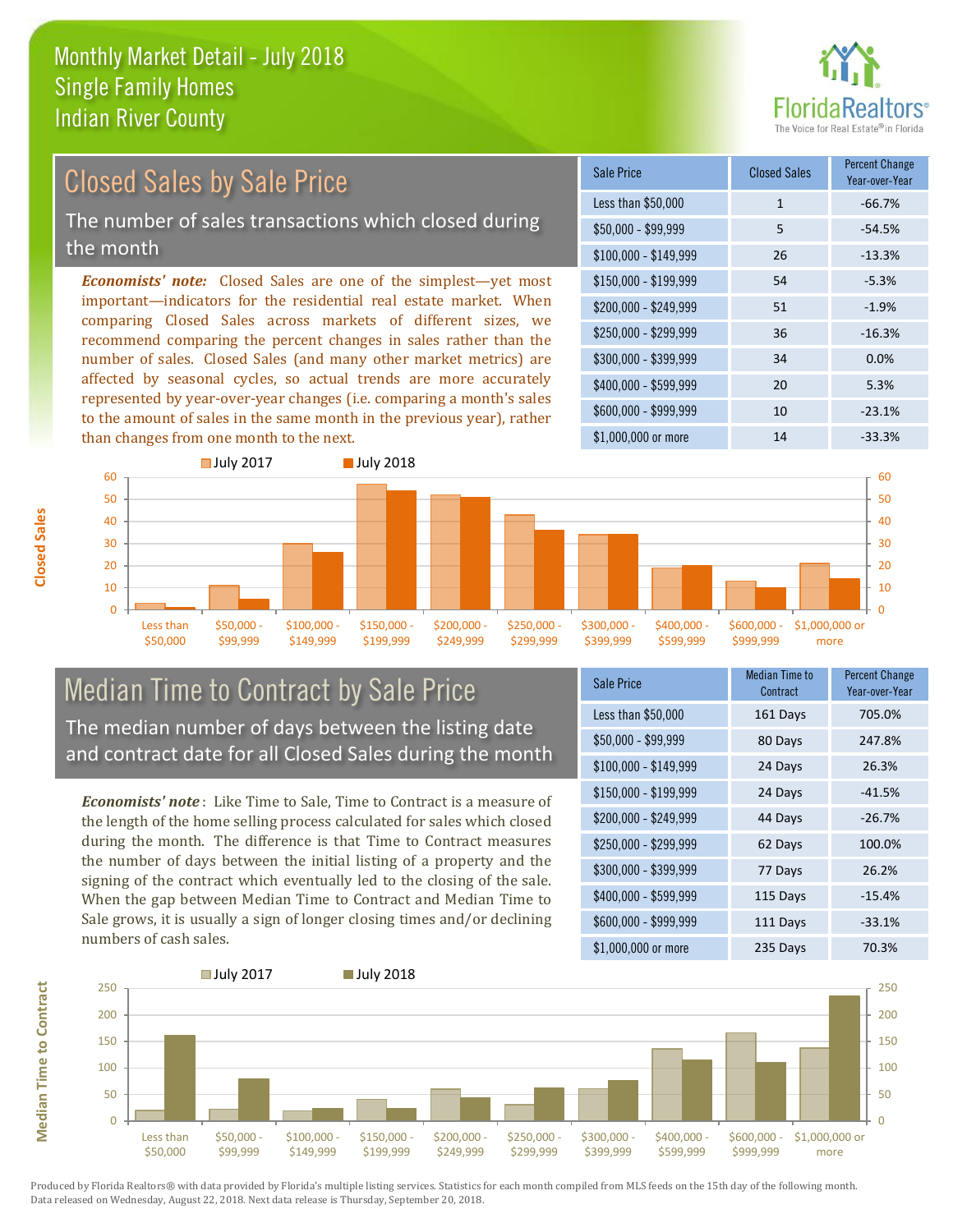# Monthly Market Detail - July 2018
## Single Family Homes
## Indian River County

## Closed Sales by Sale Price

The number of sales transactions which closed during the month

***Economists' note:*** Closed Sales are one of the simplest—yet most important—indicators for the residential real estate market. When comparing Closed Sales across markets of different sizes, we recommend comparing the percent changes in sales rather than the number of sales. Closed Sales (and many other market metrics) are affected by seasonal cycles, so actual trends are more accurately represented by year-over-year changes (i.e. comparing a month's sales to the amount of sales in the same month in the previous year), rather than changes from one month to the next.

| Sale Price | Closed Sales | Percent Change Year-over-Year |
|---|---|---|
| Less than $50,000 | 1 | -66.7% |
| $50,000 - $99,999 | 5 | -54.5% |
| $100,000 - $149,999 | 26 | -13.3% |
| $150,000 - $199,999 | 54 | -5.3% |
| $200,000 - $249,999 | 51 | -1.9% |
| $250,000 - $299,999 | 36 | -16.3% |
| $300,000 - $399,999 | 34 | 0.0% |
| $400,000 - $599,999 | 20 | 5.3% |
| $600,000 - $999,999 | 10 | -23.1% |
| $1,000,000 or more | 14 | -33.3% |

## Median Time to Contract by Sale Price

The median number of days between the listing date and contract date for all Closed Sales during the month

***Economists' note*** : Like Time to Sale, Time to Contract is a measure of the length of the home selling process calculated for sales which closed during the month. The difference is that Time to Contract measures the number of days between the initial listing of a property and the signing of the contract which eventually led to the closing of the sale. When the gap between Median Time to Contract and Median Time to Sale grows, it is usually a sign of longer closing times and/or declining numbers of cash sales.

| Sale Price | Median Time to Contract | Percent Change Year-over-Year |
|---|---|---|
| Less than $50,000 | 161 Days | 705.0% |
| $50,000 - $99,999 | 80 Days | 247.8% |
| $100,000 - $149,999 | 24 Days | 26.3% |
| $150,000 - $199,999 | 24 Days | -41.5% |
| $200,000 - $249,999 | 44 Days | -26.7% |
| $250,000 - $299,999 | 62 Days | 100.0% |
| $300,000 - $399,999 | 77 Days | 26.2% |
| $400,000 - $599,999 | 115 Days | -15.4% |
| $600,000 - $999,999 | 111 Days | -33.1% |
| $1,000,000 or more | 235 Days | 70.3% |

Produced by Florida Realtors® with data provided by Florida's multiple listing services. Statistics for each month compiled from MLS feeds on the 15th day of the following month. Data released on Wednesday, August 22, 2018. Next data release is Thursday, September 20, 2018.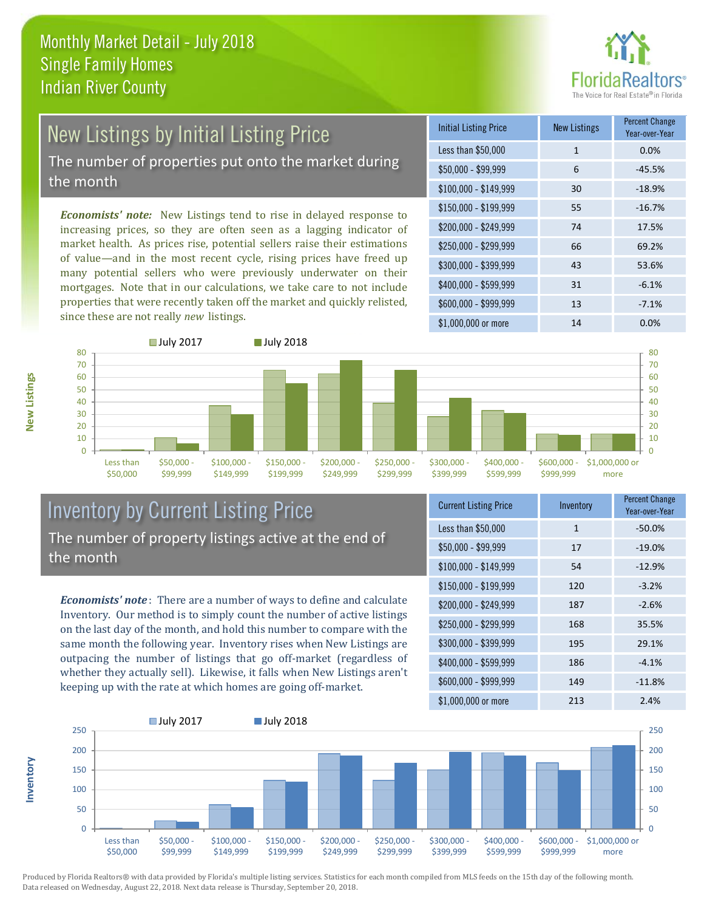# Monthly Market Detail - July 2018
## Single Family Homes
## Indian River County

## New Listings by Initial Listing Price

The number of properties put onto the market during the month

*Economists' note:* New Listings tend to rise in delayed response to increasing prices, so they are often seen as a lagging indicator of market health. As prices rise, potential sellers raise their estimations of value—and in the most recent cycle, rising prices have freed up many potential sellers who were previously underwater on their mortgages. Note that in our calculations, we take care to not include properties that were recently taken off the market and quickly relisted, since these are not really *new* listings.

| Initial Listing Price | New Listings | Percent Change Year-over-Year |
|---|---|---|
| Less than $50,000 | 1 | 0.0% |
| $50,000 - $99,999 | 6 | -45.5% |
| $100,000 - $149,999 | 30 | -18.9% |
| $150,000 - $199,999 | 55 | -16.7% |
| $200,000 - $249,999 | 74 | 17.5% |
| $250,000 - $299,999 | 66 | 69.2% |
| $300,000 - $399,999 | 43 | 53.6% |
| $400,000 - $599,999 | 31 | -6.1% |
| $600,000 - $999,999 | 13 | -7.1% |
| $1,000,000 or more | 14 | 0.0% |

## Inventory by Current Listing Price

The number of property listings active at the end of the month

*Economists' note*: There are a number of ways to define and calculate Inventory. Our method is to simply count the number of active listings on the last day of the month, and hold this number to compare with the same month the following year. Inventory rises when New Listings are outpacing the number of listings that go off-market (regardless of whether they actually sell). Likewise, it falls when New Listings aren't keeping up with the rate at which homes are going off-market.

| Current Listing Price | Inventory | Percent Change Year-over-Year |
|---|---|---|
| Less than $50,000 | 1 | -50.0% |
| $50,000 - $99,999 | 17 | -19.0% |
| $100,000 - $149,999 | 54 | -12.9% |
| $150,000 - $199,999 | 120 | -3.2% |
| $200,000 - $249,999 | 187 | -2.6% |
| $250,000 - $299,999 | 168 | 35.5% |
| $300,000 - $399,999 | 195 | 29.1% |
| $400,000 - $599,999 | 186 | -4.1% |
| $600,000 - $999,999 | 149 | -11.8% |
| $1,000,000 or more | 213 | 2.4% |

Produced by Florida Realtors® with data provided by Florida's multiple listing services. Statistics for each month compiled from MLS feeds on the 15th day of the following month. Data released on Wednesday, August 22, 2018. Next data release is Thursday, September 20, 2018.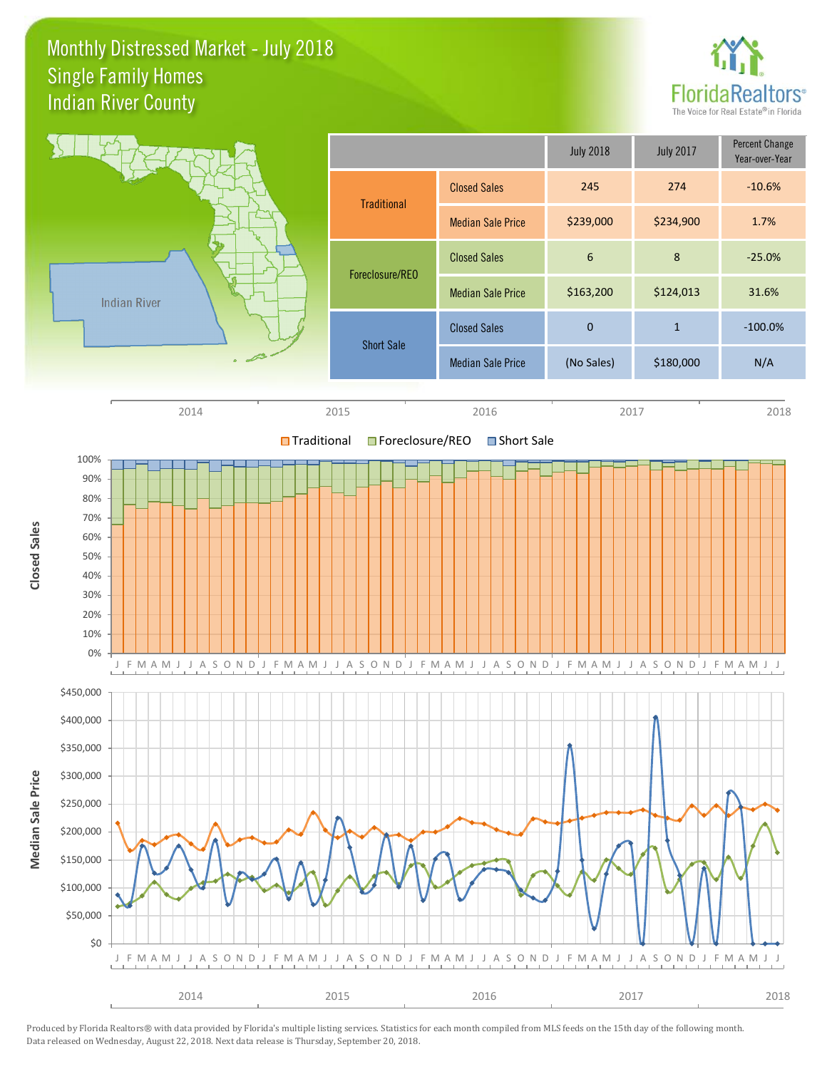# Monthly Distressed Market - July 2018
## Single Family Homes
## Indian River County

FloridaRealtors®
The Voice for Real Estate® in Florida

Indian River

| | | July 2018 | July 2017 | Percent Change Year-over-Year |
|---|---|---|---|---|
| Traditional | Closed Sales | 245 | 274 | -10.6% |
| | Median Sale Price | $239,000 | $234,900 | 1.7% |
| Foreclosure/REO | Closed Sales | 6 | 8 | -25.0% |
| | Median Sale Price | $163,200 | $124,013 | 31.6% |
| Short Sale | Closed Sales | 0 | 1 | -100.0% |
| | Median Sale Price | (No Sales) | $180,000 | N/A |

2014 2015 2016 2017 2018

Traditional Foreclosure/REO Short Sale

Closed Sales

100% 90% 80% 70% 60% 50% 40% 30% 20% 10% 0%

J F M A M J J A S O N D J F M A M J J A S O N D J F M A M J J A S O N D J F M A M J J A S O N D J F M A M J J

Median Sale Price

$450,000 $400,000 $350,000 $300,000 $250,000 $200,000 $150,000 $100,000 $50,000 $0

J F M A M J J A S O N D J F M A M J J A S O N D J F M A M J J A S O N D J F M A M J J A S O N D J F M A M J J

2014 2015 2016 2017 2018

Produced by Florida Realtors® with data provided by Florida's multiple listing services. Statistics for each month compiled from MLS feeds on the 15th day of the following month.
Data released on Wednesday, August 22, 2018. Next data release is Thursday, September 20, 2018.